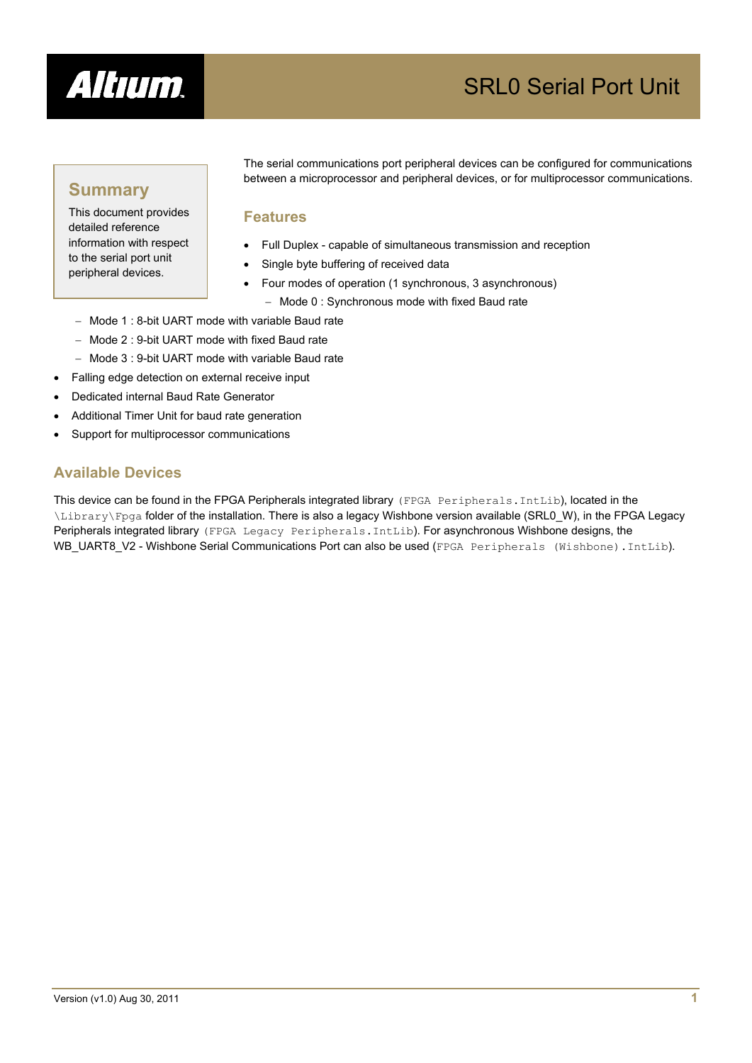# SRL0 Serial Port Unit

## Summary

This document provides detailed reference information with respect to the serial port unit peripheral devices.

The serial communications port peripheral devices can be configured for communications between a microprocessor and peripheral devices, or for multiprocessor communications.

## Features

- Full Duplex - capable of simultaneous transmission and reception
- Single byte buffering of received data
- Four modes of operation (1 synchronous, 3 asynchronous)
  - Mode 0 : Synchronous mode with fixed Baud rate
  - Mode 1 : 8-bit UART mode with variable Baud rate
  - Mode 2 : 9-bit UART mode with fixed Baud rate
  - Mode 3 : 9-bit UART mode with variable Baud rate
- Falling edge detection on external receive input
- Dedicated internal Baud Rate Generator
- Additional Timer Unit for baud rate generation
- Support for multiprocessor communications

## Available Devices

This device can be found in the FPGA Peripherals integrated library (`FPGA Peripherals.IntLib`), located in the `\Library\Fpga` folder of the installation. There is also a legacy Wishbone version available (SRL0_W), in the FPGA Legacy Peripherals integrated library (`FPGA Legacy Peripherals.IntLib`). For asynchronous Wishbone designs, the WB_UART8_V2 - Wishbone Serial Communications Port can also be used (`FPGA Peripherals (Wishbone).IntLib`).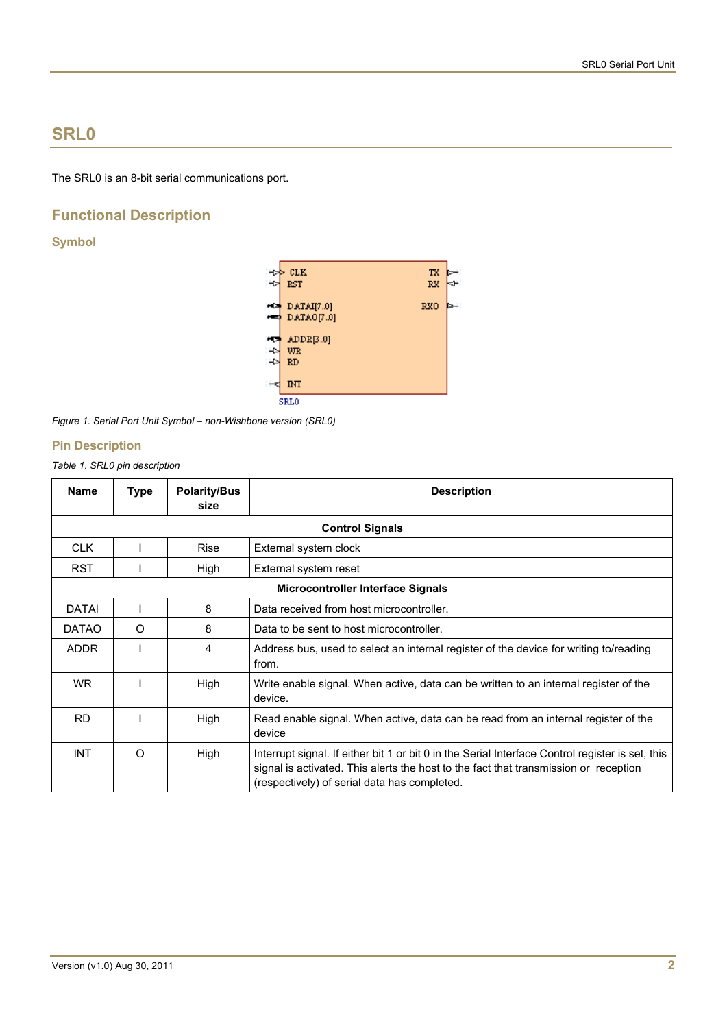# SRL0

The SRL0 is an 8-bit serial communications port.

## Functional Description

### Symbol

Figure 1. Serial Port Unit Symbol – non-Wishbone version (SRL0)

### Pin Description

*Table 1. SRL0 pin description*

| Name | Type | Polarity/Bus size | Description |
|---|---|---|---|
| **Control Signals** | | | |
| CLK | I | Rise | External system clock |
| RST | I | High | External system reset |
| **Microcontroller Interface Signals** | | | |
| DATAI | I | 8 | Data received from host microcontroller. |
| DATAO | O | 8 | Data to be sent to host microcontroller. |
| ADDR | I | 4 | Address bus, used to select an internal register of the device for writing to/reading from. |
| WR | I | High | Write enable signal. When active, data can be written to an internal register of the device. |
| RD | I | High | Read enable signal. When active, data can be read from an internal register of the device |
| INT | O | High | Interrupt signal. If either bit 1 or bit 0 in the Serial Interface Control register is set, this signal is activated. This alerts the host to the fact that transmission or reception (respectively) of serial data has completed. |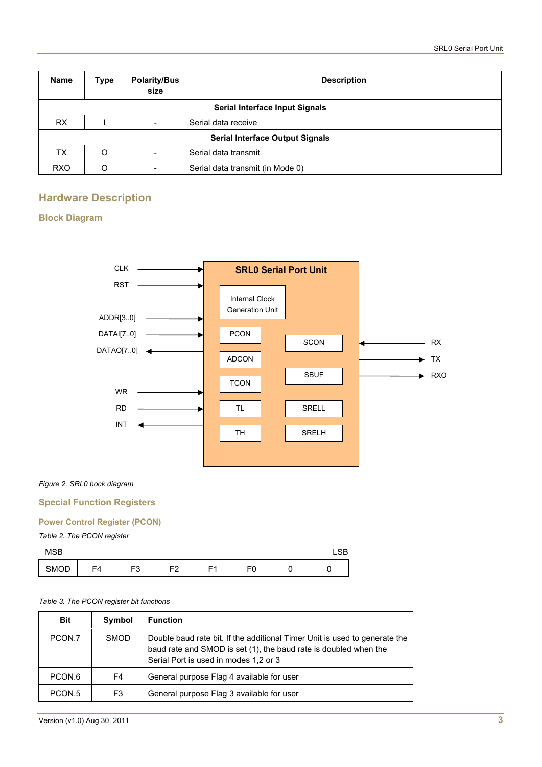| Name | Type | Polarity/Bus size | Description |
|---|---|---|---|
| **Serial Interface Input Signals** | | | |
| RX | I | - | Serial data receive |
| **Serial Interface Output Signals** | | | |
| TX | O | - | Serial data transmit |
| RXO | O | - | Serial data transmit (in Mode 0) |

## Hardware Description

### Block Diagram

*Figure 2. SRL0 bock diagram*

### Special Function Registers

#### Power Control Register (PCON)

*Table 2. The PCON register*

MSB ... LSB

| SMOD | F4 | F3 | F2 | F1 | F0 | 0 | 0 |
|---|---|---|---|---|---|---|---|

*Table 3. The PCON register bit functions*

| Bit | Symbol | Function |
|---|---|---|
| PCON.7 | SMOD | Double baud rate bit. If the additional Timer Unit is used to generate the baud rate and SMOD is set (1), the baud rate is doubled when the Serial Port is used in modes 1,2 or 3 |
| PCON.6 | F4 | General purpose Flag 4 available for user |
| PCON.5 | F3 | General purpose Flag 3 available for user |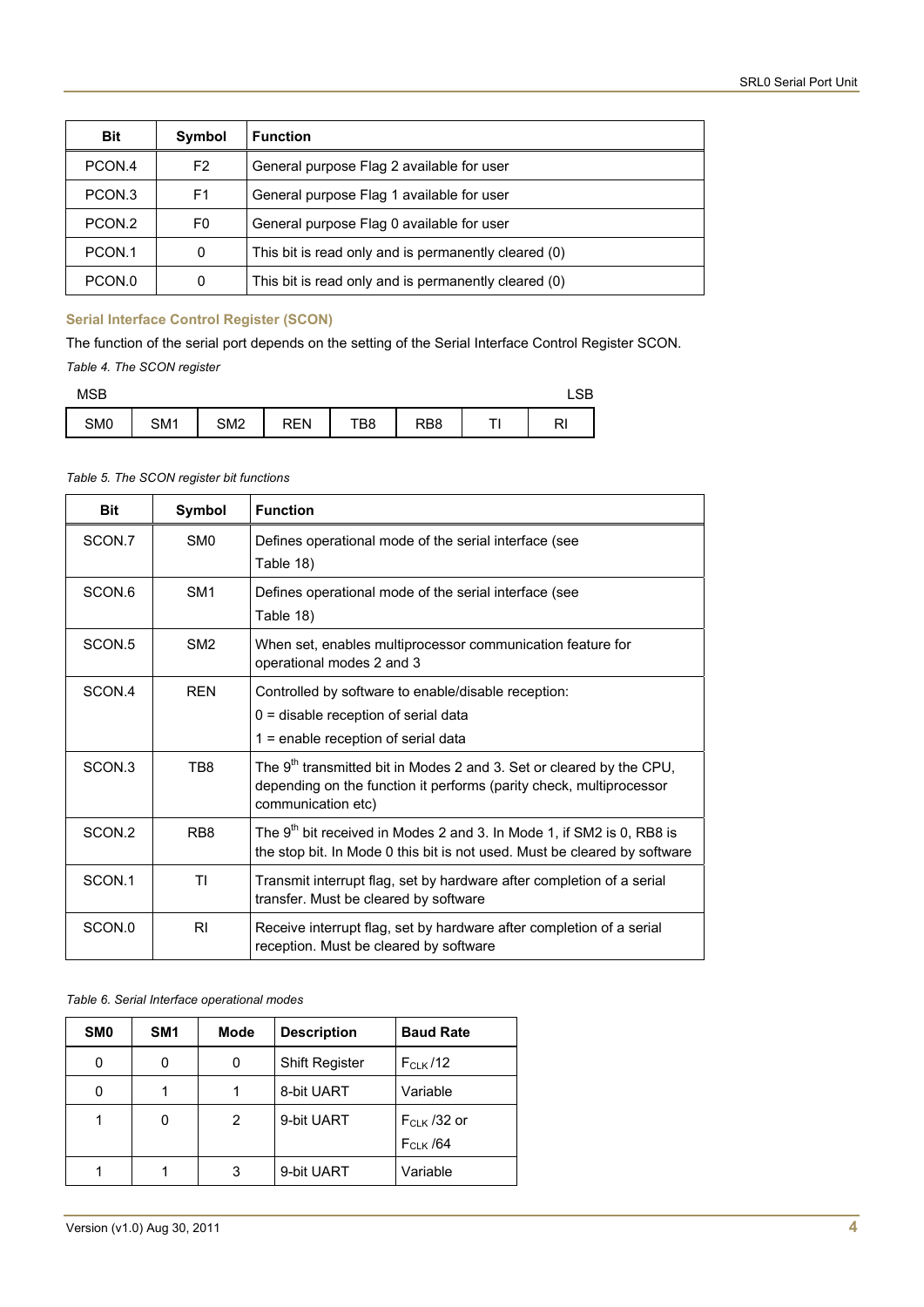| Bit | Symbol | Function |
|---|---|---|
| PCON.4 | F2 | General purpose Flag 2 available for user |
| PCON.3 | F1 | General purpose Flag 1 available for user |
| PCON.2 | F0 | General purpose Flag 0 available for user |
| PCON.1 | 0 | This bit is read only and is permanently cleared (0) |
| PCON.0 | 0 | This bit is read only and is permanently cleared (0) |

### Serial Interface Control Register (SCON)

The function of the serial port depends on the setting of the Serial Interface Control Register SCON.

*Table 4. The SCON register*

| MSB | | | | | | | LSB |
|---|---|---|---|---|---|---|---|
| SM0 | SM1 | SM2 | REN | TB8 | RB8 | TI | RI |

*Table 5. The SCON register bit functions*

| Bit | Symbol | Function |
|---|---|---|
| SCON.7 | SM0 | Defines operational mode of the serial interface (see Table 18) |
| SCON.6 | SM1 | Defines operational mode of the serial interface (see Table 18) |
| SCON.5 | SM2 | When set, enables multiprocessor communication feature for operational modes 2 and 3 |
| SCON.4 | REN | Controlled by software to enable/disable reception:<br>0 = disable reception of serial data<br>1 = enable reception of serial data |
| SCON.3 | TB8 | The 9th transmitted bit in Modes 2 and 3. Set or cleared by the CPU, depending on the function it performs (parity check, multiprocessor communication etc) |
| SCON.2 | RB8 | The 9th bit received in Modes 2 and 3. In Mode 1, if SM2 is 0, RB8 is the stop bit. In Mode 0 this bit is not used. Must be cleared by software |
| SCON.1 | TI | Transmit interrupt flag, set by hardware after completion of a serial transfer. Must be cleared by software |
| SCON.0 | RI | Receive interrupt flag, set by hardware after completion of a serial reception. Must be cleared by software |

*Table 6. Serial Interface operational modes*

| SM0 | SM1 | Mode | Description | Baud Rate |
|---|---|---|---|---|
| 0 | 0 | 0 | Shift Register | $F_{CLK}/12$ |
| 0 | 1 | 1 | 8-bit UART | Variable |
| 1 | 0 | 2 | 9-bit UART | $F_{CLK}/32$ or $F_{CLK}/64$ |
| 1 | 1 | 3 | 9-bit UART | Variable |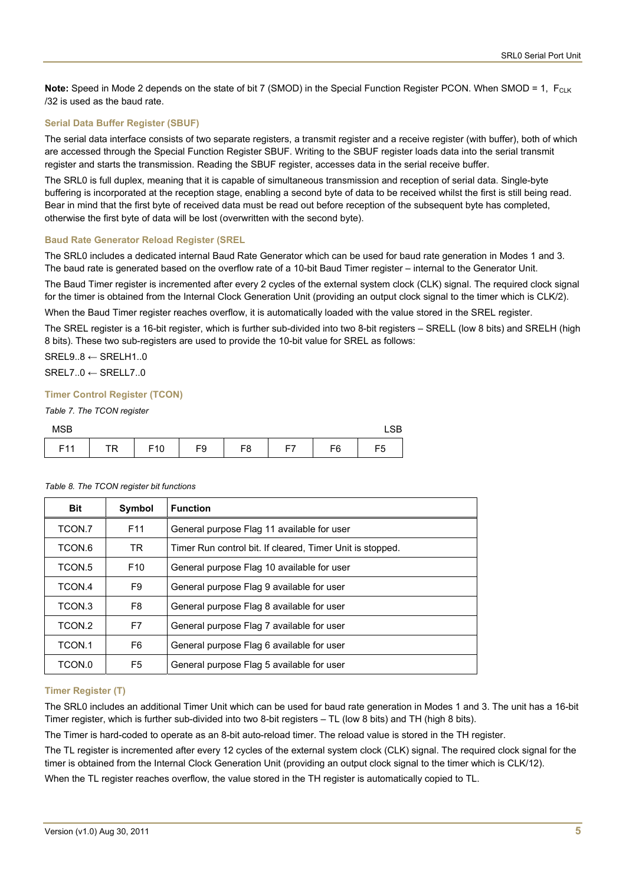**Note:** Speed in Mode 2 depends on the state of bit 7 (SMOD) in the Special Function Register PCON. When SMOD = 1, $F_{CLK}$ /32 is used as the baud rate.

### Serial Data Buffer Register (SBUF)

The serial data interface consists of two separate registers, a transmit register and a receive register (with buffer), both of which are accessed through the Special Function Register SBUF. Writing to the SBUF register loads data into the serial transmit register and starts the transmission. Reading the SBUF register, accesses data in the serial receive buffer.

The SRL0 is full duplex, meaning that it is capable of simultaneous transmission and reception of serial data. Single-byte buffering is incorporated at the reception stage, enabling a second byte of data to be received whilst the first is still being read. Bear in mind that the first byte of received data must be read out before reception of the subsequent byte has completed, otherwise the first byte of data will be lost (overwritten with the second byte).

### Baud Rate Generator Reload Register (SREL

The SRL0 includes a dedicated internal Baud Rate Generator which can be used for baud rate generation in Modes 1 and 3. The baud rate is generated based on the overflow rate of a 10-bit Baud Timer register – internal to the Generator Unit.

The Baud Timer register is incremented after every 2 cycles of the external system clock (CLK) signal. The required clock signal for the timer is obtained from the Internal Clock Generation Unit (providing an output clock signal to the timer which is CLK/2).

When the Baud Timer register reaches overflow, it is automatically loaded with the value stored in the SREL register.

The SREL register is a 16-bit register, which is further sub-divided into two 8-bit registers – SRELL (low 8 bits) and SRELH (high 8 bits). These two sub-registers are used to provide the 10-bit value for SREL as follows:

SREL9..8 ← SRELH1..0

SREL7..0 ← SRELL7..0

### Timer Control Register (TCON)

*Table 7. The TCON register*

| MSB | | | | | | | LSB |
|---|---|---|---|---|---|---|---|
| F11 | TR | F10 | F9 | F8 | F7 | F6 | F5 |

*Table 8. The TCON register bit functions*

| Bit | Symbol | Function |
|---|---|---|
| TCON.7 | F11 | General purpose Flag 11 available for user |
| TCON.6 | TR | Timer Run control bit. If cleared, Timer Unit is stopped. |
| TCON.5 | F10 | General purpose Flag 10 available for user |
| TCON.4 | F9 | General purpose Flag 9 available for user |
| TCON.3 | F8 | General purpose Flag 8 available for user |
| TCON.2 | F7 | General purpose Flag 7 available for user |
| TCON.1 | F6 | General purpose Flag 6 available for user |
| TCON.0 | F5 | General purpose Flag 5 available for user |

### Timer Register (T)

The SRL0 includes an additional Timer Unit which can be used for baud rate generation in Modes 1 and 3. The unit has a 16-bit Timer register, which is further sub-divided into two 8-bit registers – TL (low 8 bits) and TH (high 8 bits).

The Timer is hard-coded to operate as an 8-bit auto-reload timer. The reload value is stored in the TH register.

The TL register is incremented after every 12 cycles of the external system clock (CLK) signal. The required clock signal for the timer is obtained from the Internal Clock Generation Unit (providing an output clock signal to the timer which is CLK/12).

When the TL register reaches overflow, the value stored in the TH register is automatically copied to TL.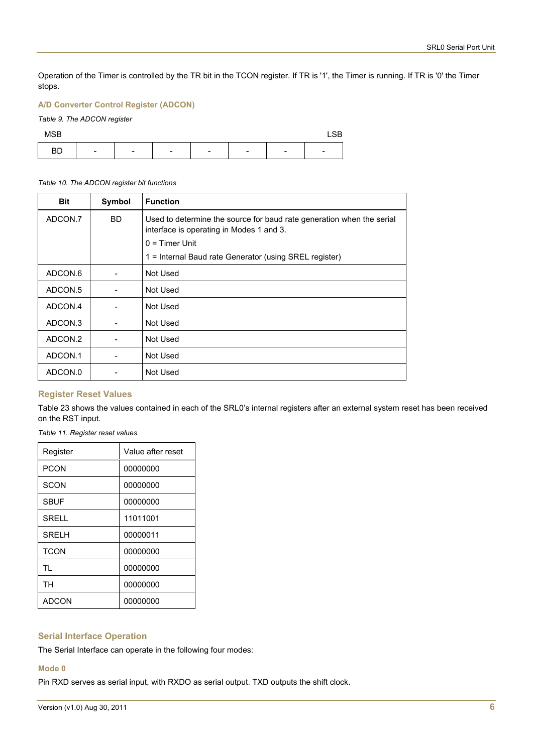Operation of the Timer is controlled by the TR bit in the TCON register. If TR is '1', the Timer is running. If TR is '0' the Timer stops.

### A/D Converter Control Register (ADCON)

*Table 9. The ADCON register*

| MSB | | | | | | | LSB |
|---|---|---|---|---|---|---|---|
| BD | - | - | - | - | - | - | - |

*Table 10. The ADCON register bit functions*

| Bit | Symbol | Function |
|---|---|---|
| ADCON.7 | BD | Used to determine the source for baud rate generation when the serial interface is operating in Modes 1 and 3.<br>0 = Timer Unit<br>1 = Internal Baud rate Generator (using SREL register) |
| ADCON.6 | - | Not Used |
| ADCON.5 | - | Not Used |
| ADCON.4 | - | Not Used |
| ADCON.3 | - | Not Used |
| ADCON.2 | - | Not Used |
| ADCON.1 | - | Not Used |
| ADCON.0 | - | Not Used |

### Register Reset Values

Table 23 shows the values contained in each of the SRL0's internal registers after an external system reset has been received on the RST input.

*Table 11. Register reset values*

| Register | Value after reset |
|---|---|
| PCON | 00000000 |
| SCON | 00000000 |
| SBUF | 00000000 |
| SRELL | 11011001 |
| SRELH | 00000011 |
| TCON | 00000000 |
| TL | 00000000 |
| TH | 00000000 |
| ADCON | 00000000 |

### Serial Interface Operation

The Serial Interface can operate in the following four modes:

#### Mode 0

Pin RXD serves as serial input, with RXDO as serial output. TXD outputs the shift clock.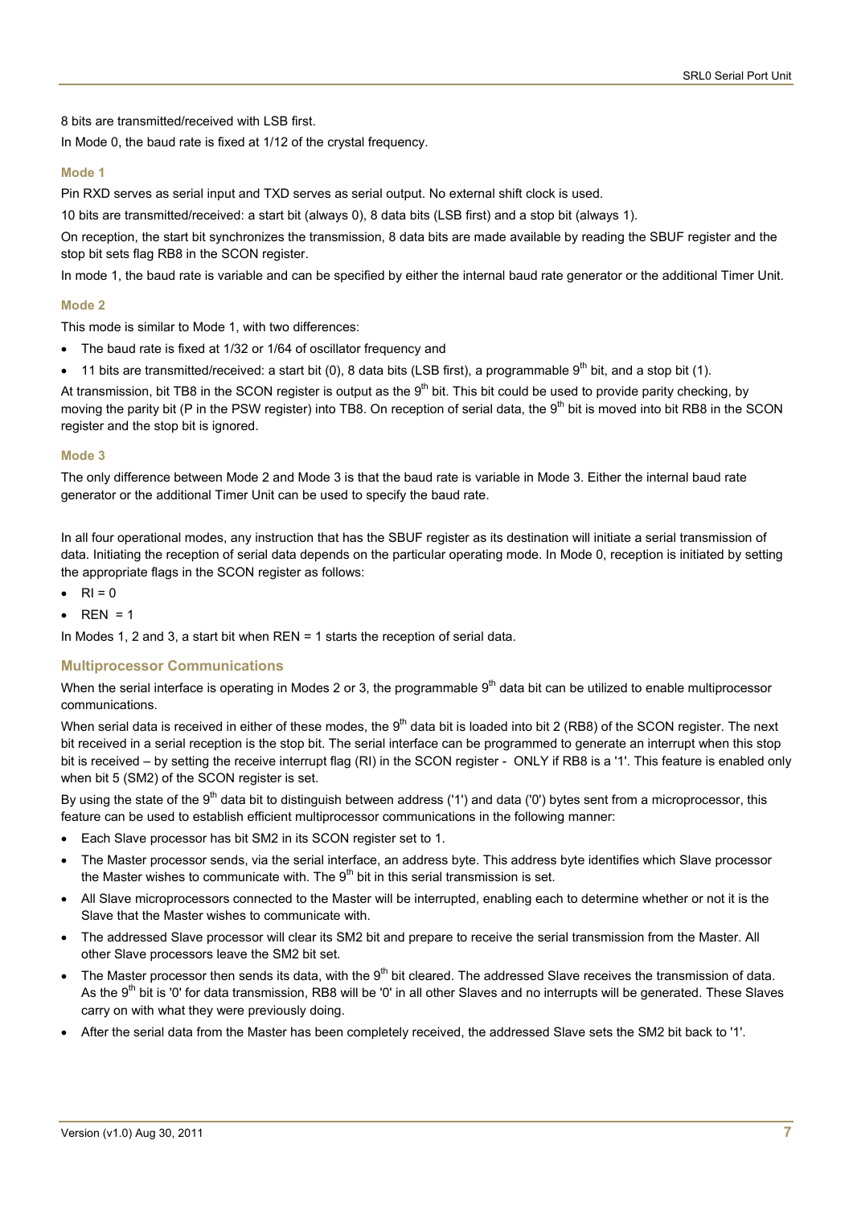8 bits are transmitted/received with LSB first.

In Mode 0, the baud rate is fixed at 1/12 of the crystal frequency.

#### Mode 1

Pin RXD serves as serial input and TXD serves as serial output. No external shift clock is used.

10 bits are transmitted/received: a start bit (always 0), 8 data bits (LSB first) and a stop bit (always 1).

On reception, the start bit synchronizes the transmission, 8 data bits are made available by reading the SBUF register and the stop bit sets flag RB8 in the SCON register.

In mode 1, the baud rate is variable and can be specified by either the internal baud rate generator or the additional Timer Unit.

#### Mode 2

This mode is similar to Mode 1, with two differences:

- The baud rate is fixed at 1/32 or 1/64 of oscillator frequency and
- 11 bits are transmitted/received: a start bit (0), 8 data bits (LSB first), a programmable $9^{th}$ bit, and a stop bit (1).

At transmission, bit TB8 in the SCON register is output as the $9^{th}$ bit. This bit could be used to provide parity checking, by moving the parity bit (P in the PSW register) into TB8. On reception of serial data, the $9^{th}$ bit is moved into bit RB8 in the SCON register and the stop bit is ignored.

#### Mode 3

The only difference between Mode 2 and Mode 3 is that the baud rate is variable in Mode 3. Either the internal baud rate generator or the additional Timer Unit can be used to specify the baud rate.

In all four operational modes, any instruction that has the SBUF register as its destination will initiate a serial transmission of data. Initiating the reception of serial data depends on the particular operating mode. In Mode 0, reception is initiated by setting the appropriate flags in the SCON register as follows:

- RI = 0
- REN = 1

In Modes 1, 2 and 3, a start bit when REN = 1 starts the reception of serial data.

### Multiprocessor Communications

When the serial interface is operating in Modes 2 or 3, the programmable $9^{th}$ data bit can be utilized to enable multiprocessor communications.

When serial data is received in either of these modes, the $9^{th}$ data bit is loaded into bit 2 (RB8) of the SCON register. The next bit received in a serial reception is the stop bit. The serial interface can be programmed to generate an interrupt when this stop bit is received – by setting the receive interrupt flag (RI) in the SCON register - ONLY if RB8 is a '1'. This feature is enabled only when bit 5 (SM2) of the SCON register is set.

By using the state of the $9^{th}$ data bit to distinguish between address ('1') and data ('0') bytes sent from a microprocessor, this feature can be used to establish efficient multiprocessor communications in the following manner:

- Each Slave processor has bit SM2 in its SCON register set to 1.
- The Master processor sends, via the serial interface, an address byte. This address byte identifies which Slave processor the Master wishes to communicate with. The $9^{th}$ bit in this serial transmission is set.
- All Slave microprocessors connected to the Master will be interrupted, enabling each to determine whether or not it is the Slave that the Master wishes to communicate with.
- The addressed Slave processor will clear its SM2 bit and prepare to receive the serial transmission from the Master. All other Slave processors leave the SM2 bit set.
- The Master processor then sends its data, with the $9^{th}$ bit cleared. The addressed Slave receives the transmission of data. As the $9^{th}$ bit is '0' for data transmission, RB8 will be '0' in all other Slaves and no interrupts will be generated. These Slaves carry on with what they were previously doing.
- After the serial data from the Master has been completely received, the addressed Slave sets the SM2 bit back to '1'.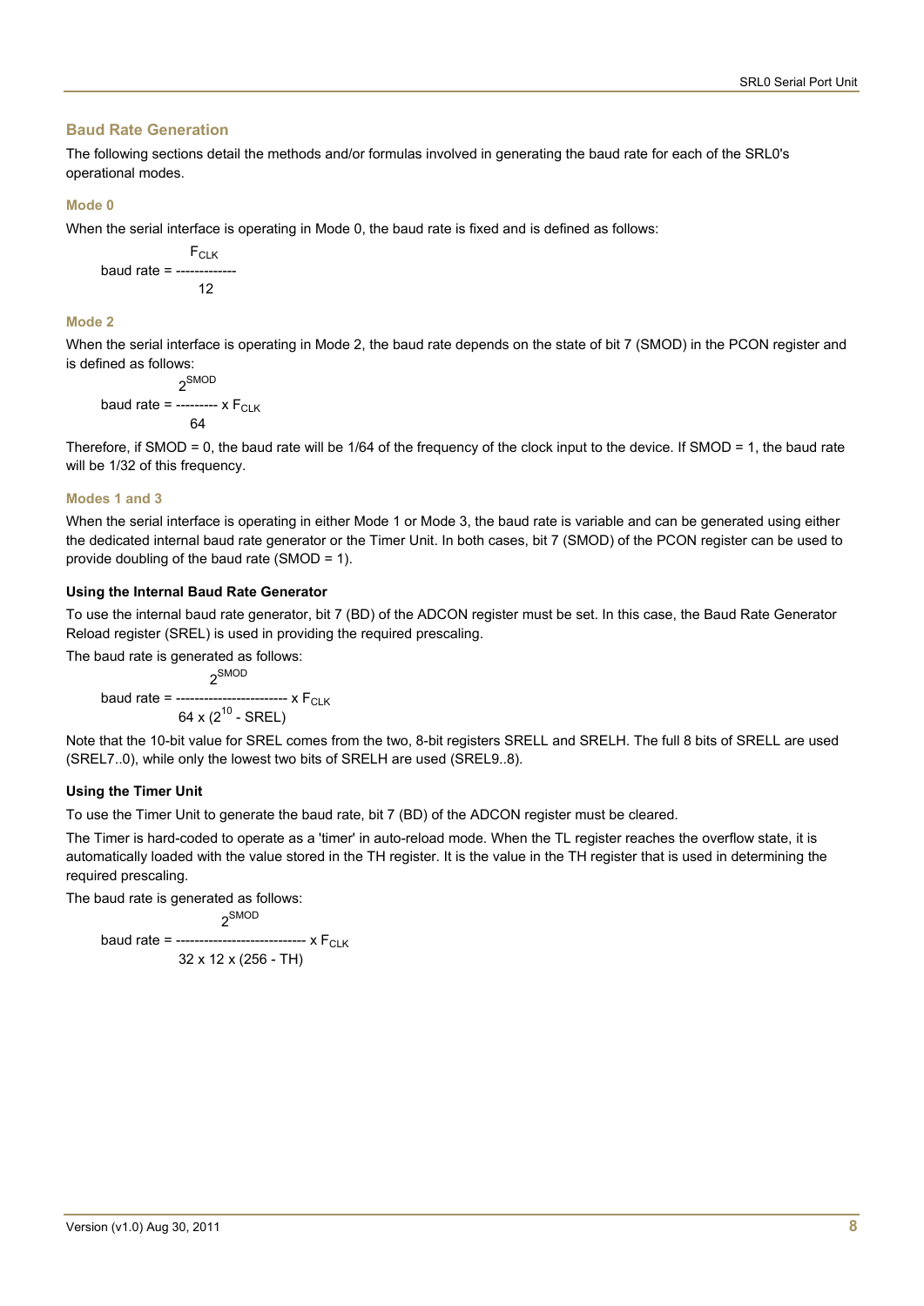## Baud Rate Generation

The following sections detail the methods and/or formulas involved in generating the baud rate for each of the SRL0's operational modes.

### Mode 0

When the serial interface is operating in Mode 0, the baud rate is fixed and is defined as follows:

$$\text{baud rate} = \frac{F_{CLK}}{12}$$

### Mode 2

When the serial interface is operating in Mode 2, the baud rate depends on the state of bit 7 (SMOD) in the PCON register and is defined as follows:

$$\text{baud rate} = \frac{2^{SMOD}}{64} \times F_{CLK}$$

Therefore, if SMOD = 0, the baud rate will be 1/64 of the frequency of the clock input to the device. If SMOD = 1, the baud rate will be 1/32 of this frequency.

### Modes 1 and 3

When the serial interface is operating in either Mode 1 or Mode 3, the baud rate is variable and can be generated using either the dedicated internal baud rate generator or the Timer Unit. In both cases, bit 7 (SMOD) of the PCON register can be used to provide doubling of the baud rate (SMOD = 1).

#### Using the Internal Baud Rate Generator

To use the internal baud rate generator, bit 7 (BD) of the ADCON register must be set. In this case, the Baud Rate Generator Reload register (SREL) is used in providing the required prescaling.

The baud rate is generated as follows:

$$\text{baud rate} = \frac{2^{SMOD}}{64 \times (2^{10} - \text{SREL})} \times F_{CLK}$$

Note that the 10-bit value for SREL comes from the two, 8-bit registers SRELL and SRELH. The full 8 bits of SRELL are used (SREL7..0), while only the lowest two bits of SRELH are used (SREL9..8).

#### Using the Timer Unit

To use the Timer Unit to generate the baud rate, bit 7 (BD) of the ADCON register must be cleared.

The Timer is hard-coded to operate as a 'timer' in auto-reload mode. When the TL register reaches the overflow state, it is automatically loaded with the value stored in the TH register. It is the value in the TH register that is used in determining the required prescaling.

The baud rate is generated as follows:

$$\text{baud rate} = \frac{2^{SMOD}}{32 \times 12 \times (256 - \text{TH})} \times F_{CLK}$$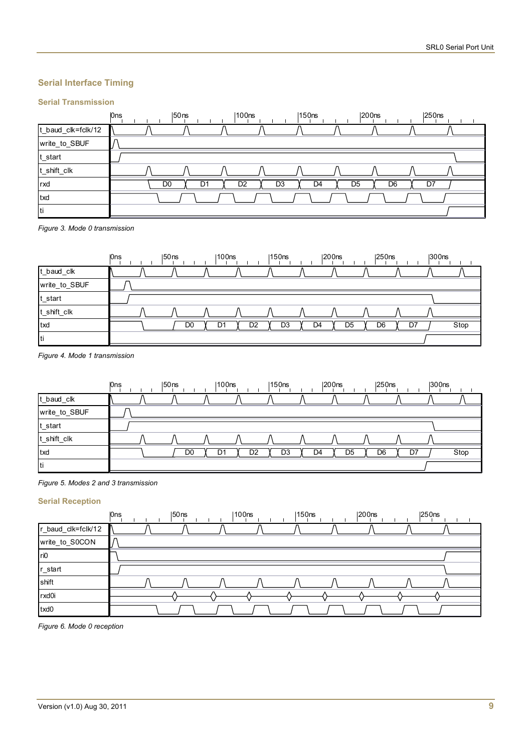## Serial Interface Timing

### Serial Transmission

Figure 3. Mode 0 transmission

Figure 4. Mode 1 transmission

Figure 5. Modes 2 and 3 transmission

### Serial Reception

Figure 6. Mode 0 reception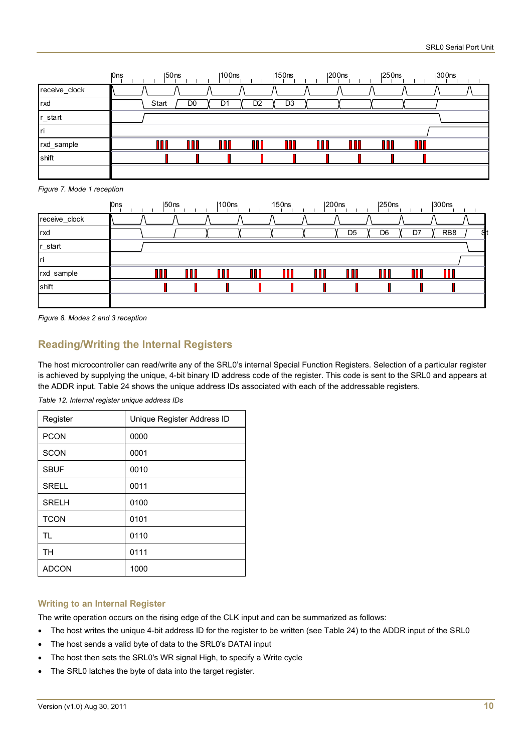*Figure 7. Mode 1 reception*

*Figure 8. Modes 2 and 3 reception*

## Reading/Writing the Internal Registers

The host microcontroller can read/write any of the SRL0's internal Special Function Registers. Selection of a particular register is achieved by supplying the unique, 4-bit binary ID address code of the register. This code is sent to the SRL0 and appears at the ADDR input. Table 24 shows the unique address IDs associated with each of the addressable registers.

*Table 12. Internal register unique address IDs*

| Register | Unique Register Address ID |
|---|---|
| PCON | 0000 |
| SCON | 0001 |
| SBUF | 0010 |
| SRELL | 0011 |
| SRELH | 0100 |
| TCON | 0101 |
| TL | 0110 |
| TH | 0111 |
| ADCON | 1000 |

### Writing to an Internal Register

The write operation occurs on the rising edge of the CLK input and can be summarized as follows:

- The host writes the unique 4-bit address ID for the register to be written (see Table 24) to the ADDR input of the SRL0
- The host sends a valid byte of data to the SRL0's DATAI input
- The host then sets the SRL0's WR signal High, to specify a Write cycle
- The SRL0 latches the byte of data into the target register.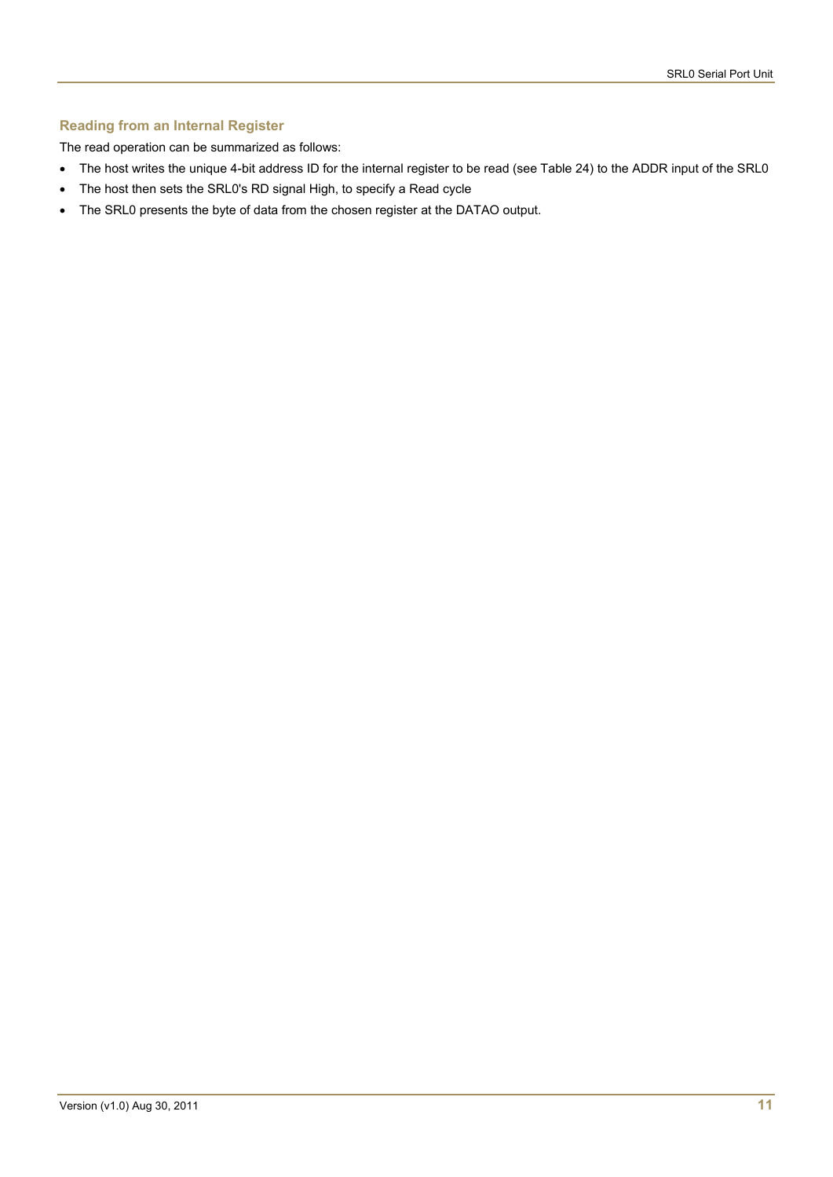### Reading from an Internal Register

The read operation can be summarized as follows:

- The host writes the unique 4-bit address ID for the internal register to be read (see Table 24) to the ADDR input of the SRL0
- The host then sets the SRL0's RD signal High, to specify a Read cycle
- The SRL0 presents the byte of data from the chosen register at the DATAO output.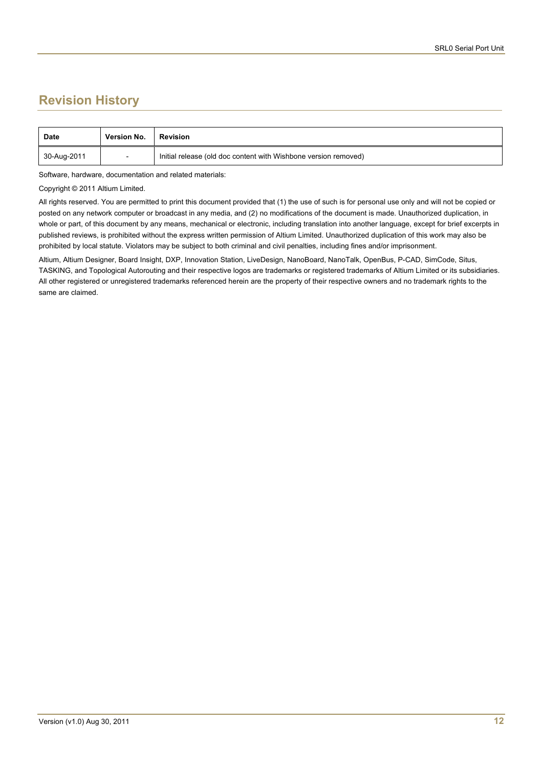## Revision History

| Date | Version No. | Revision |
| --- | --- | --- |
| 30-Aug-2011 | - | Initial release (old doc content with Wishbone version removed) |

Software, hardware, documentation and related materials:

Copyright © 2011 Altium Limited.

All rights reserved. You are permitted to print this document provided that (1) the use of such is for personal use only and will not be copied or posted on any network computer or broadcast in any media, and (2) no modifications of the document is made. Unauthorized duplication, in whole or part, of this document by any means, mechanical or electronic, including translation into another language, except for brief excerpts in published reviews, is prohibited without the express written permission of Altium Limited. Unauthorized duplication of this work may also be prohibited by local statute. Violators may be subject to both criminal and civil penalties, including fines and/or imprisonment.

Altium, Altium Designer, Board Insight, DXP, Innovation Station, LiveDesign, NanoBoard, NanoTalk, OpenBus, P-CAD, SimCode, Situs, TASKING, and Topological Autorouting and their respective logos are trademarks or registered trademarks of Altium Limited or its subsidiaries. All other registered or unregistered trademarks referenced herein are the property of their respective owners and no trademark rights to the same are claimed.